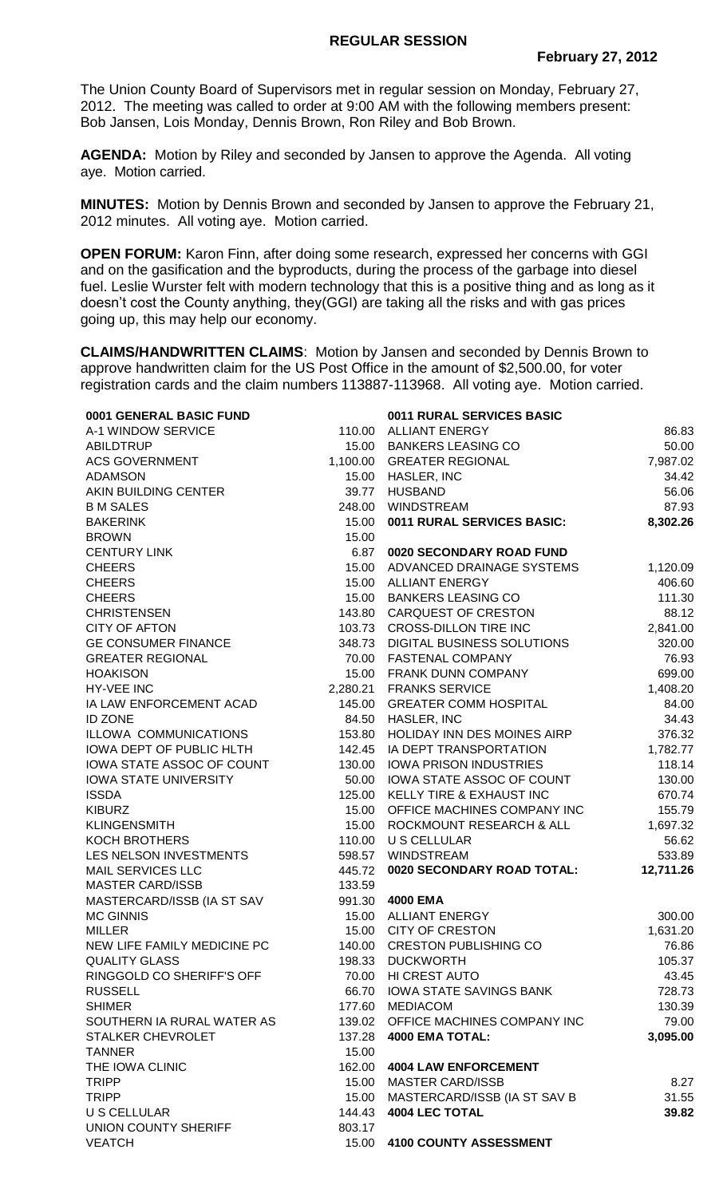## REGULAR SESSION

**February 27, 2012**

The Union County Board of Supervisors met in regular session on Monday, February 27, 2012. The meeting was called to order at 9:00 AM with the following members present: Bob Jansen, Lois Monday, Dennis Brown, Ron Riley and Bob Brown.

**AGENDA:** Motion by Riley and seconded by Jansen to approve the Agenda. All voting aye. Motion carried.

**MINUTES:** Motion by Dennis Brown and seconded by Jansen to approve the February 21, 2012 minutes. All voting aye. Motion carried.

**OPEN FORUM:** Karon Finn, after doing some research, expressed her concerns with GGI and on the gasification and the byproducts, during the process of the garbage into diesel fuel. Leslie Wurster felt with modern technology that this is a positive thing and as long as it doesn't cost the County anything, they(GGI) are taking all the risks and with gas prices going up, this may help our economy.

**CLAIMS/HANDWRITTEN CLAIMS**: Motion by Jansen and seconded by Dennis Brown to approve handwritten claim for the US Post Office in the amount of $2,500.00, for voter registration cards and the claim numbers 113887-113968. All voting aye. Motion carried.

| **0001 GENERAL BASIC FUND** | |
|---|---|
| A-1 WINDOW SERVICE | 110.00 |
| ABILDTRUP | 15.00 |
| ACS GOVERNMENT | 1,100.00 |
| ADAMSON | 15.00 |
| AKIN BUILDING CENTER | 39.77 |
| B M SALES | 248.00 |
| BAKERINK | 15.00 |
| BROWN | 15.00 |
| CENTURY LINK | 6.87 |
| CHEERS | 15.00 |
| CHEERS | 15.00 |
| CHEERS | 15.00 |
| CHRISTENSEN | 143.80 |
| CITY OF AFTON | 103.73 |
| GE CONSUMER FINANCE | 348.73 |
| GREATER REGIONAL | 70.00 |
| HOAKISON | 15.00 |
| HY-VEE INC | 2,280.21 |
| IA LAW ENFORCEMENT ACAD | 145.00 |
| ID ZONE | 84.50 |
| ILLOWA COMMUNICATIONS | 153.80 |
| IOWA DEPT OF PUBLIC HLTH | 142.45 |
| IOWA STATE ASSOC OF COUNT | 130.00 |
| IOWA STATE UNIVERSITY | 50.00 |
| ISSDA | 125.00 |
| KIBURZ | 15.00 |
| KLINGENSMITH | 15.00 |
| KOCH BROTHERS | 110.00 |
| LES NELSON INVESTMENTS | 598.57 |
| MAIL SERVICES LLC | 445.72 |
| MASTER CARD/ISSB | 133.59 |
| MASTERCARD/ISSB (IA ST SAV | 991.30 |
| MC GINNIS | 15.00 |
| MILLER | 15.00 |
| NEW LIFE FAMILY MEDICINE PC | 140.00 |
| QUALITY GLASS | 198.33 |
| RINGGOLD CO SHERIFF'S OFF | 70.00 |
| RUSSELL | 66.70 |
| SHIMER | 177.60 |
| SOUTHERN IA RURAL WATER AS | 139.02 |
| STALKER CHEVROLET | 137.28 |
| TANNER | 15.00 |
| THE IOWA CLINIC | 162.00 |
| TRIPP | 15.00 |
| TRIPP | 15.00 |
| U S CELLULAR | 144.43 |
| UNION COUNTY SHERIFF | 803.17 |
| VEATCH | 15.00 |

| **0011 RURAL SERVICES BASIC** | |
|---|---|
| ALLIANT ENERGY | 86.83 |
| BANKERS LEASING CO | 50.00 |
| GREATER REGIONAL | 7,987.02 |
| HASLER, INC | 34.42 |
| HUSBAND | 56.06 |
| WINDSTREAM | 87.93 |
| **0011 RURAL SERVICES BASIC:** | **8,302.26** |

| **0020 SECONDARY ROAD FUND** | |
|---|---|
| ADVANCED DRAINAGE SYSTEMS | 1,120.09 |
| ALLIANT ENERGY | 406.60 |
| BANKERS LEASING CO | 111.30 |
| CARQUEST OF CRESTON | 88.12 |
| CROSS-DILLON TIRE INC | 2,841.00 |
| DIGITAL BUSINESS SOLUTIONS | 320.00 |
| FASTENAL COMPANY | 76.93 |
| FRANK DUNN COMPANY | 699.00 |
| FRANKS SERVICE | 1,408.20 |
| GREATER COMM HOSPITAL | 84.00 |
| HASLER, INC | 34.43 |
| HOLIDAY INN DES MOINES AIRP | 376.32 |
| IA DEPT TRANSPORTATION | 1,782.77 |
| IOWA PRISON INDUSTRIES | 118.14 |
| IOWA STATE ASSOC OF COUNT | 130.00 |
| KELLY TIRE & EXHAUST INC | 670.74 |
| OFFICE MACHINES COMPANY INC | 155.79 |
| ROCKMOUNT RESEARCH & ALL | 1,697.32 |
| U S CELLULAR | 56.62 |
| WINDSTREAM | 533.89 |
| **0020 SECONDARY ROAD TOTAL:** | **12,711.26** |

| **4000 EMA** | |
|---|---|
| ALLIANT ENERGY | 300.00 |
| CITY OF CRESTON | 1,631.20 |
| CRESTON PUBLISHING CO | 76.86 |
| DUCKWORTH | 105.37 |
| HI CREST AUTO | 43.45 |
| IOWA STATE SAVINGS BANK | 728.73 |
| MEDIACOM | 130.39 |
| OFFICE MACHINES COMPANY INC | 79.00 |
| **4000 EMA TOTAL:** | **3,095.00** |

| **4004 LAW ENFORCEMENT** | |
|---|---|
| MASTER CARD/ISSB | 8.27 |
| MASTERCARD/ISSB (IA ST SAV B | 31.55 |
| **4004 LEC TOTAL** | **39.82** |

**4100 COUNTY ASSESSMENT**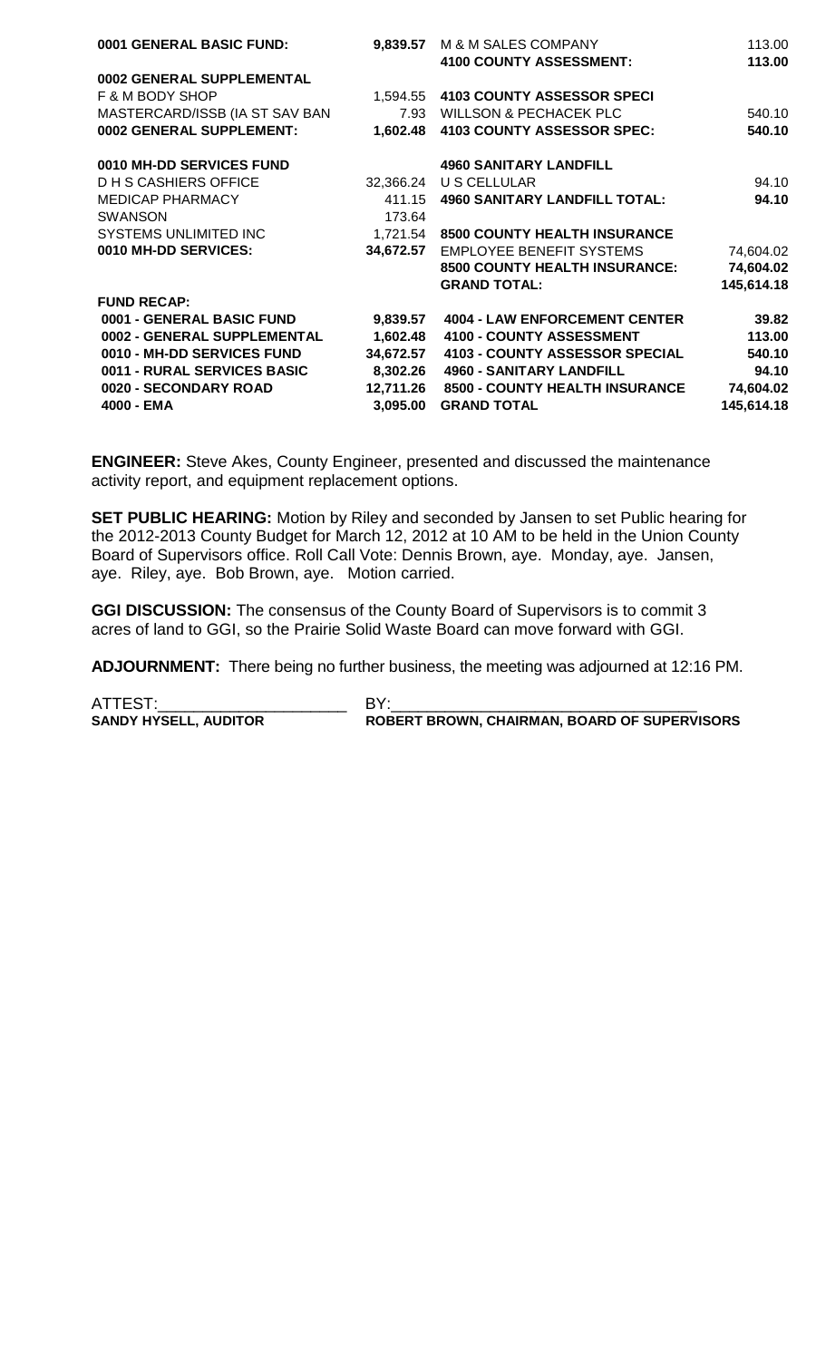| | | | |
|---|---|---|---|
| **0001 GENERAL BASIC FUND:** | **9,839.57** | M & M SALES COMPANY | 113.00 |
| | | **4100 COUNTY ASSESSMENT:** | **113.00** |
| **0002 GENERAL SUPPLEMENTAL** | | | |
| F & M BODY SHOP | 1,594.55 | **4103 COUNTY ASSESSOR SPECI** | |
| MASTERCARD/ISSB (IA ST SAV BAN | 7.93 | WILLSON & PECHACEK PLC | 540.10 |
| **0002 GENERAL SUPPLEMENT:** | **1,602.48** | **4103 COUNTY ASSESSOR SPEC:** | **540.10** |
| **0010 MH-DD SERVICES FUND** | | **4960 SANITARY LANDFILL** | |
| D H S CASHIERS OFFICE | 32,366.24 | U S CELLULAR | 94.10 |
| MEDICAP PHARMACY | 411.15 | **4960 SANITARY LANDFILL TOTAL:** | **94.10** |
| SWANSON | 173.64 | | |
| SYSTEMS UNLIMITED INC | 1,721.54 | **8500 COUNTY HEALTH INSURANCE** | |
| **0010 MH-DD SERVICES:** | **34,672.57** | EMPLOYEE BENEFIT SYSTEMS | 74,604.02 |
| | | **8500 COUNTY HEALTH INSURANCE:** | **74,604.02** |
| | | **GRAND TOTAL:** | **145,614.18** |
| **FUND RECAP:** | | | |
| **0001 - GENERAL BASIC FUND** | **9,839.57** | **4004 - LAW ENFORCEMENT CENTER** | **39.82** |
| **0002 - GENERAL SUPPLEMENTAL** | **1,602.48** | **4100 - COUNTY ASSESSMENT** | **113.00** |
| **0010 - MH-DD SERVICES FUND** | **34,672.57** | **4103 - COUNTY ASSESSOR SPECIAL** | **540.10** |
| **0011 - RURAL SERVICES BASIC** | **8,302.26** | **4960 - SANITARY LANDFILL** | **94.10** |
| **0020 - SECONDARY ROAD** | **12,711.26** | **8500 - COUNTY HEALTH INSURANCE** | **74,604.02** |
| **4000 - EMA** | **3,095.00** | **GRAND TOTAL** | **145,614.18** |

**ENGINEER:** Steve Akes, County Engineer, presented and discussed the maintenance activity report, and equipment replacement options.

**SET PUBLIC HEARING:** Motion by Riley and seconded by Jansen to set Public hearing for the 2012-2013 County Budget for March 12, 2012 at 10 AM to be held in the Union County Board of Supervisors office. Roll Call Vote: Dennis Brown, aye. Monday, aye. Jansen, aye. Riley, aye. Bob Brown, aye. Motion carried.

**GGI DISCUSSION:** The consensus of the County Board of Supervisors is to commit 3 acres of land to GGI, so the Prairie Solid Waste Board can move forward with GGI.

**ADJOURNMENT:** There being no further business, the meeting was adjourned at 12:16 PM.

ATTEST:_____________________ BY:___________________________________

**SANDY HYSELL, AUDITOR** **ROBERT BROWN, CHAIRMAN, BOARD OF SUPERVISORS**